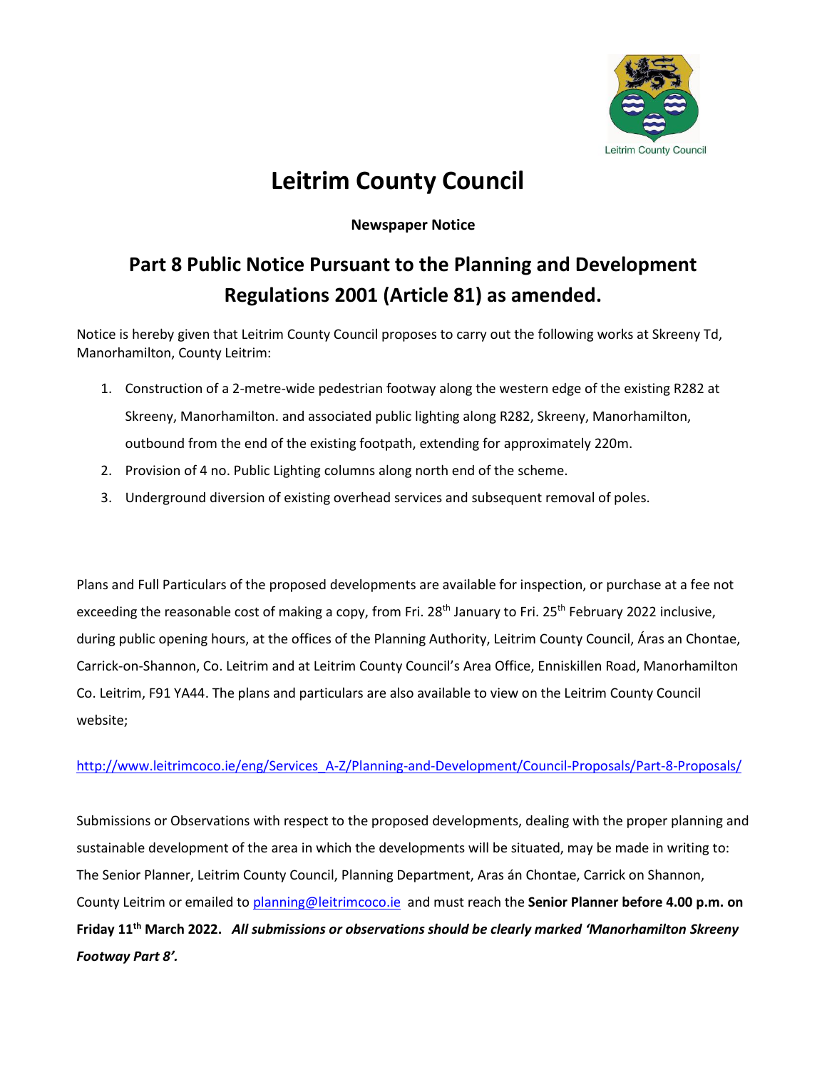Leitrim County Council

# Leitrim County Council

**Newspaper Notice**

## Part 8 Public Notice Pursuant to the Planning and Development Regulations 2001 (Article 81) as amended.

Notice is hereby given that Leitrim County Council proposes to carry out the following works at Skreeny Td, Manorhamilton, County Leitrim:

1. Construction of a 2-metre-wide pedestrian footway along the western edge of the existing R282 at Skreeny, Manorhamilton. and associated public lighting along R282, Skreeny, Manorhamilton, outbound from the end of the existing footpath, extending for approximately 220m.
2. Provision of 4 no. Public Lighting columns along north end of the scheme.
3. Underground diversion of existing overhead services and subsequent removal of poles.

Plans and Full Particulars of the proposed developments are available for inspection, or purchase at a fee not exceeding the reasonable cost of making a copy, from Fri. 28th January to Fri. 25th February 2022 inclusive, during public opening hours, at the offices of the Planning Authority, Leitrim County Council, Áras an Chontae, Carrick-on-Shannon, Co. Leitrim and at Leitrim County Council's Area Office, Enniskillen Road, Manorhamilton Co. Leitrim, F91 YA44. The plans and particulars are also available to view on the Leitrim County Council website;

http://www.leitrimcoco.ie/eng/Services_A-Z/Planning-and-Development/Council-Proposals/Part-8-Proposals/

Submissions or Observations with respect to the proposed developments, dealing with the proper planning and sustainable development of the area in which the developments will be situated, may be made in writing to: The Senior Planner, Leitrim County Council, Planning Department, Aras án Chontae, Carrick on Shannon, County Leitrim or emailed to planning@leitrimcoco.ie and must reach the **Senior Planner before 4.00 p.m. on Friday 11th March 2022.** ***All submissions or observations should be clearly marked 'Manorhamilton Skreeny Footway Part 8'.***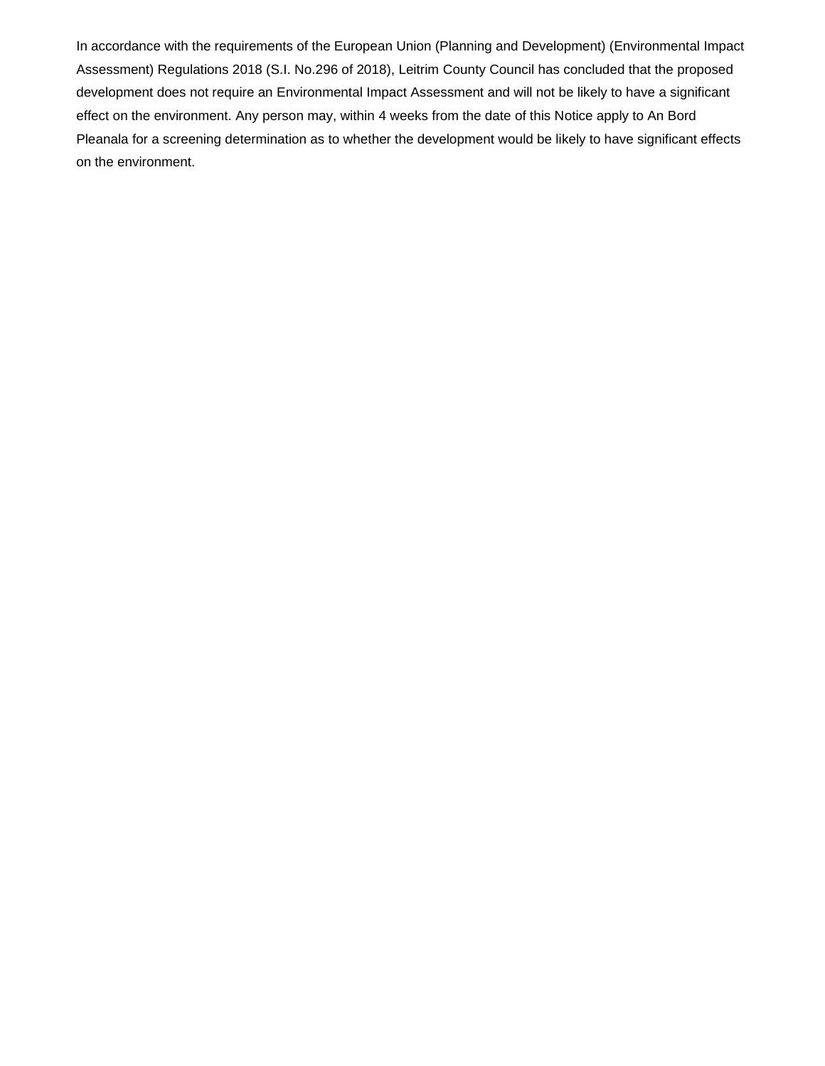In accordance with the requirements of the European Union (Planning and Development) (Environmental Impact Assessment) Regulations 2018 (S.I. No.296 of 2018), Leitrim County Council has concluded that the proposed development does not require an Environmental Impact Assessment and will not be likely to have a significant effect on the environment. Any person may, within 4 weeks from the date of this Notice apply to An Bord Pleanala for a screening determination as to whether the development would be likely to have significant effects on the environment.